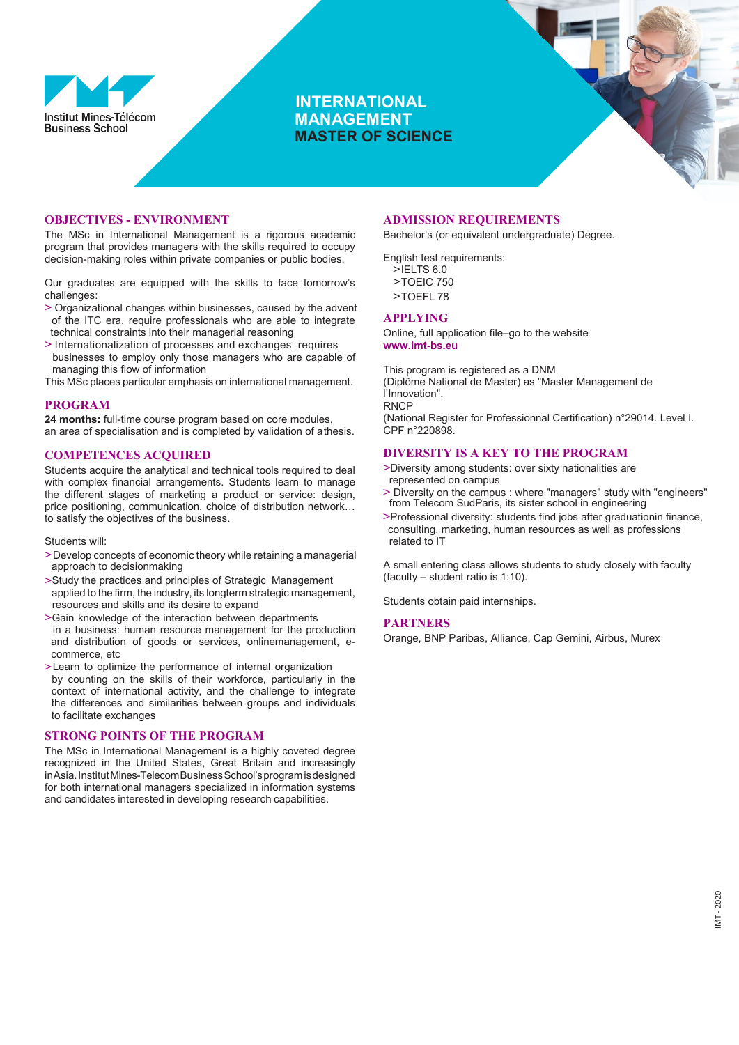Institut Mines-Télécom
Business School

# INTERNATIONAL MANAGEMENT
# MASTER OF SCIENCE

## OBJECTIVES - ENVIRONMENT

The MSc in International Management is a rigorous academic program that provides managers with the skills required to occupy decision-making roles within private companies or public bodies.

Our graduates are equipped with the skills to face tomorrow's challenges:

> Organizational changes within businesses, caused by the advent of the ITC era, require professionals who are able to integrate technical constraints into their managerial reasoning
> Internationalization of processes and exchanges requires businesses to employ only those managers who are capable of managing this flow of information

This MSc places particular emphasis on international management.

## PROGRAM

**24 months:** full-time course program based on core modules, an area of specialisation and is completed by validation of athesis.

## COMPETENCES ACQUIRED

Students acquire the analytical and technical tools required to deal with complex financial arrangements. Students learn to manage the different stages of marketing a product or service: design, price positioning, communication, choice of distribution network… to satisfy the objectives of the business.

Students will:

>Develop concepts of economic theory while retaining a managerial approach to decisionmaking
>Study the practices and principles of Strategic Management applied to the firm, the industry, its longterm strategic management, resources and skills and its desire to expand
>Gain knowledge of the interaction between departments in a business: human resource management for the production and distribution of goods or services, onlinemanagement, e-commerce, etc
>Learn to optimize the performance of internal organization by counting on the skills of their workforce, particularly in the context of international activity, and the challenge to integrate the differences and similarities between groups and individuals to facilitate exchanges

## STRONG POINTS OF THE PROGRAM

The MSc in International Management is a highly coveted degree recognized in the United States, Great Britain and increasingly inAsia. InstitutMines-TelecomBusinessSchool's programisdesigned for both international managers specialized in information systems and candidates interested in developing research capabilities.

## ADMISSION REQUIREMENTS

Bachelor's (or equivalent undergraduate) Degree.

English test requirements:
>IELTS 6.0
>TOEIC 750
>TOEFL 78

## APPLYING

Online, full application file–go to the website **www.imt-bs.eu**

This program is registered as a DNM
(Diplôme National de Master) as "Master Management de l'Innovation".
RNCP
(National Register for Professionnal Certification) n°29014. Level I.
CPF n°220898.

## DIVERSITY IS A KEY TO THE PROGRAM

>Diversity among students: over sixty nationalities are represented on campus
> Diversity on the campus : where "managers" study with "engineers" from Telecom SudParis, its sister school in engineering
>Professional diversity: students find jobs after graduationin finance, consulting, marketing, human resources as well as professions related to IT

A small entering class allows students to study closely with faculty (faculty – student ratio is 1:10).

Students obtain paid internships.

## PARTNERS

Orange, BNP Paribas, Alliance, Cap Gemini, Airbus, Murex

IMT - 2020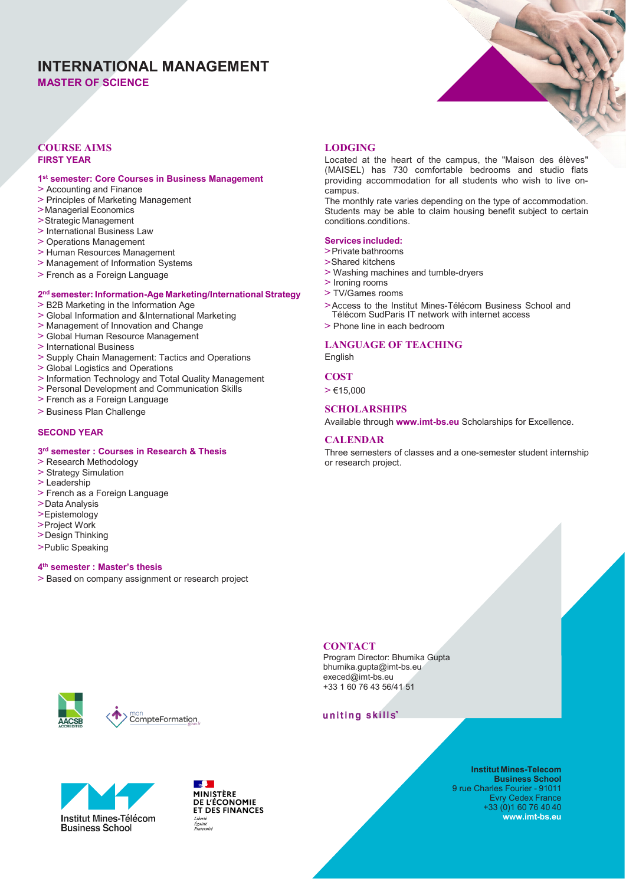# INTERNATIONAL MANAGEMENT

## MASTER OF SCIENCE

## COURSE AIMS

### FIRST YEAR

#### 1st semester: Core Courses in Business Management

- > Accounting and Finance
- > Principles of Marketing Management
- > Managerial Economics
- > Strategic Management
- > International Business Law
- > Operations Management
- > Human Resources Management
- > Management of Information Systems
- > French as a Foreign Language

#### 2nd semester: Information-Age Marketing/International Strategy

- > B2B Marketing in the Information Age
- > Global Information and &International Marketing
- > Management of Innovation and Change
- > Global Human Resource Management
- > International Business
- > Supply Chain Management: Tactics and Operations
- > Global Logistics and Operations
- > Information Technology and Total Quality Management
- > Personal Development and Communication Skills
- > French as a Foreign Language
- > Business Plan Challenge

### SECOND YEAR

#### 3rd semester : Courses in Research & Thesis

- > Research Methodology
- > Strategy Simulation
- > Leadership
- > French as a Foreign Language
- > Data Analysis
- > Epistemology
- > Project Work
- > Design Thinking
- > Public Speaking

#### 4th semester : Master's thesis

- > Based on company assignment or research project

## LODGING

Located at the heart of the campus, the "Maison des élèves" (MAISEL) has 730 comfortable bedrooms and studio flats providing accommodation for all students who wish to live on-campus.

The monthly rate varies depending on the type of accommodation. Students may be able to claim housing benefit subject to certain conditions.conditions.

**Services included:**

- > Private bathrooms
- > Shared kitchens
- > Washing machines and tumble-dryers
- > Ironing rooms
- > TV/Games rooms
- > Access to the Institut Mines-Télécom Business School and Télécom SudParis IT network with internet access
- > Phone line in each bedroom

## LANGUAGE OF TEACHING

English

## COST

> €15,000

## SCHOLARSHIPS

Available through **www.imt-bs.eu** Scholarships for Excellence.

## CALENDAR

Three semesters of classes and a one-semester student internship or research project.

## CONTACT

Program Director: Bhumika Gupta
bhumika.gupta@imt-bs.eu
execed@imt-bs.eu
+33 1 60 76 43 56/41 51

uniting skills

**Institut Mines-Telecom Business School**
9 rue Charles Fourier - 91011
Evry Cedex France
+33 (0)1 60 76 40 40
**www.imt-bs.eu**